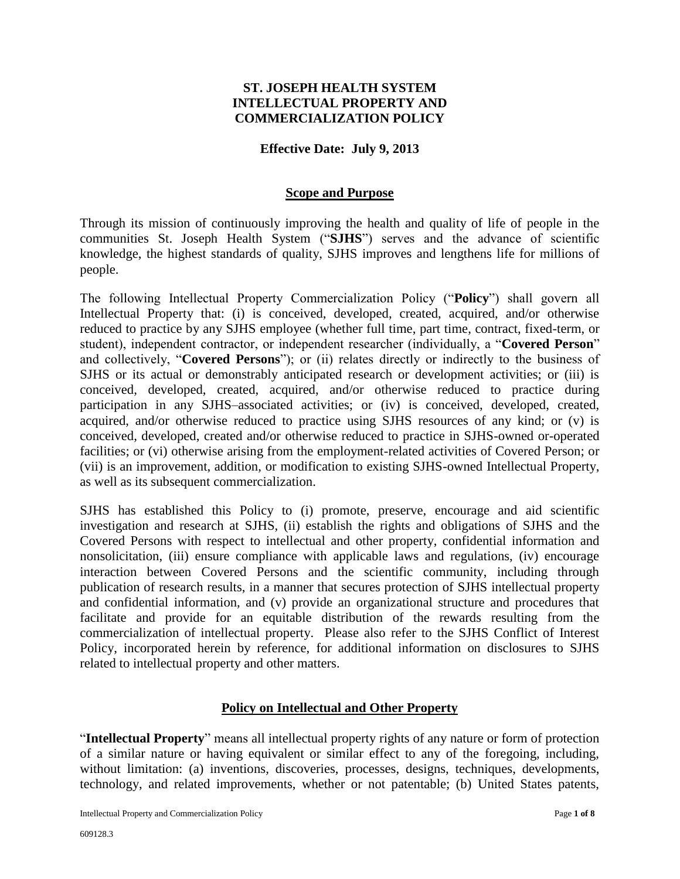# ST. JOSEPH HEALTH SYSTEM INTELLECTUAL PROPERTY AND COMMERCIALIZATION POLICY

**Effective Date: July 9, 2013**

## Scope and Purpose

Through its mission of continuously improving the health and quality of life of people in the communities St. Joseph Health System ("**SJHS**") serves and the advance of scientific knowledge, the highest standards of quality, SJHS improves and lengthens life for millions of people.

The following Intellectual Property Commercialization Policy ("**Policy**") shall govern all Intellectual Property that: (i) is conceived, developed, created, acquired, and/or otherwise reduced to practice by any SJHS employee (whether full time, part time, contract, fixed-term, or student), independent contractor, or independent researcher (individually, a "**Covered Person**" and collectively, "**Covered Persons**"); or (ii) relates directly or indirectly to the business of SJHS or its actual or demonstrably anticipated research or development activities; or (iii) is conceived, developed, created, acquired, and/or otherwise reduced to practice during participation in any SJHS–associated activities; or (iv) is conceived, developed, created, acquired, and/or otherwise reduced to practice using SJHS resources of any kind; or (v) is conceived, developed, created and/or otherwise reduced to practice in SJHS-owned or-operated facilities; or (vi) otherwise arising from the employment-related activities of Covered Person; or (vii) is an improvement, addition, or modification to existing SJHS-owned Intellectual Property, as well as its subsequent commercialization.

SJHS has established this Policy to (i) promote, preserve, encourage and aid scientific investigation and research at SJHS, (ii) establish the rights and obligations of SJHS and the Covered Persons with respect to intellectual and other property, confidential information and nonsolicitation, (iii) ensure compliance with applicable laws and regulations, (iv) encourage interaction between Covered Persons and the scientific community, including through publication of research results, in a manner that secures protection of SJHS intellectual property and confidential information, and (v) provide an organizational structure and procedures that facilitate and provide for an equitable distribution of the rewards resulting from the commercialization of intellectual property. Please also refer to the SJHS Conflict of Interest Policy, incorporated herein by reference, for additional information on disclosures to SJHS related to intellectual property and other matters.

## Policy on Intellectual and Other Property

"**Intellectual Property**" means all intellectual property rights of any nature or form of protection of a similar nature or having equivalent or similar effect to any of the foregoing, including, without limitation: (a) inventions, discoveries, processes, designs, techniques, developments, technology, and related improvements, whether or not patentable; (b) United States patents,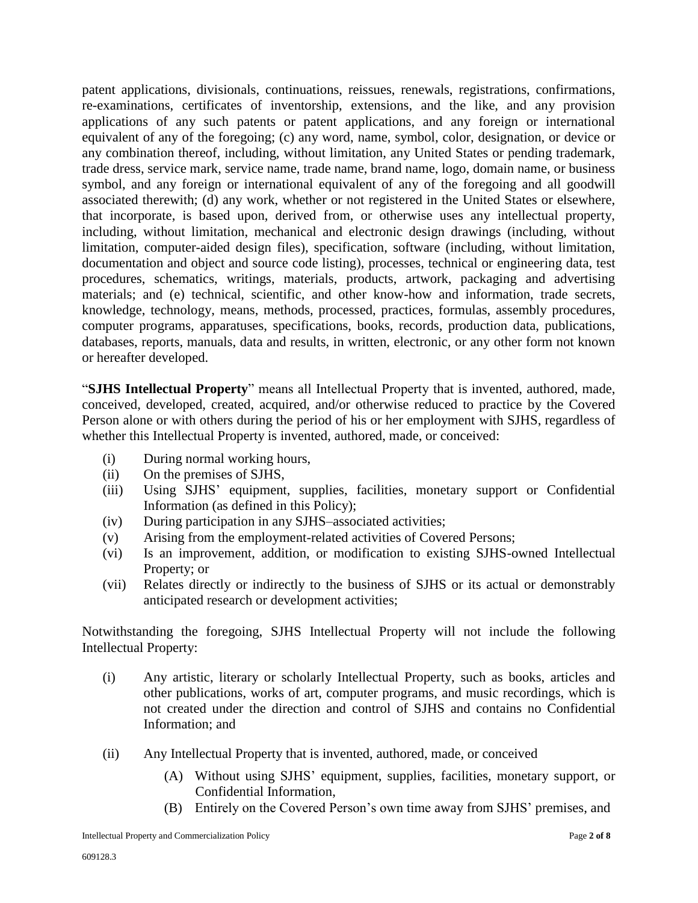patent applications, divisionals, continuations, reissues, renewals, registrations, confirmations, re-examinations, certificates of inventorship, extensions, and the like, and any provision applications of any such patents or patent applications, and any foreign or international equivalent of any of the foregoing; (c) any word, name, symbol, color, designation, or device or any combination thereof, including, without limitation, any United States or pending trademark, trade dress, service mark, service name, trade name, brand name, logo, domain name, or business symbol, and any foreign or international equivalent of any of the foregoing and all goodwill associated therewith; (d) any work, whether or not registered in the United States or elsewhere, that incorporate, is based upon, derived from, or otherwise uses any intellectual property, including, without limitation, mechanical and electronic design drawings (including, without limitation, computer-aided design files), specification, software (including, without limitation, documentation and object and source code listing), processes, technical or engineering data, test procedures, schematics, writings, materials, products, artwork, packaging and advertising materials; and (e) technical, scientific, and other know-how and information, trade secrets, knowledge, technology, means, methods, processed, practices, formulas, assembly procedures, computer programs, apparatuses, specifications, books, records, production data, publications, databases, reports, manuals, data and results, in written, electronic, or any other form not known or hereafter developed.

"**SJHS Intellectual Property**" means all Intellectual Property that is invented, authored, made, conceived, developed, created, acquired, and/or otherwise reduced to practice by the Covered Person alone or with others during the period of his or her employment with SJHS, regardless of whether this Intellectual Property is invented, authored, made, or conceived:

(i) During normal working hours,
(ii) On the premises of SJHS,
(iii) Using SJHS' equipment, supplies, facilities, monetary support or Confidential Information (as defined in this Policy);
(iv) During participation in any SJHS–associated activities;
(v) Arising from the employment-related activities of Covered Persons;
(vi) Is an improvement, addition, or modification to existing SJHS-owned Intellectual Property; or
(vii) Relates directly or indirectly to the business of SJHS or its actual or demonstrably anticipated research or development activities;

Notwithstanding the foregoing, SJHS Intellectual Property will not include the following Intellectual Property:

(i) Any artistic, literary or scholarly Intellectual Property, such as books, articles and other publications, works of art, computer programs, and music recordings, which is not created under the direction and control of SJHS and contains no Confidential Information; and

(ii) Any Intellectual Property that is invented, authored, made, or conceived

(A) Without using SJHS' equipment, supplies, facilities, monetary support, or Confidential Information,
(B) Entirely on the Covered Person's own time away from SJHS' premises, and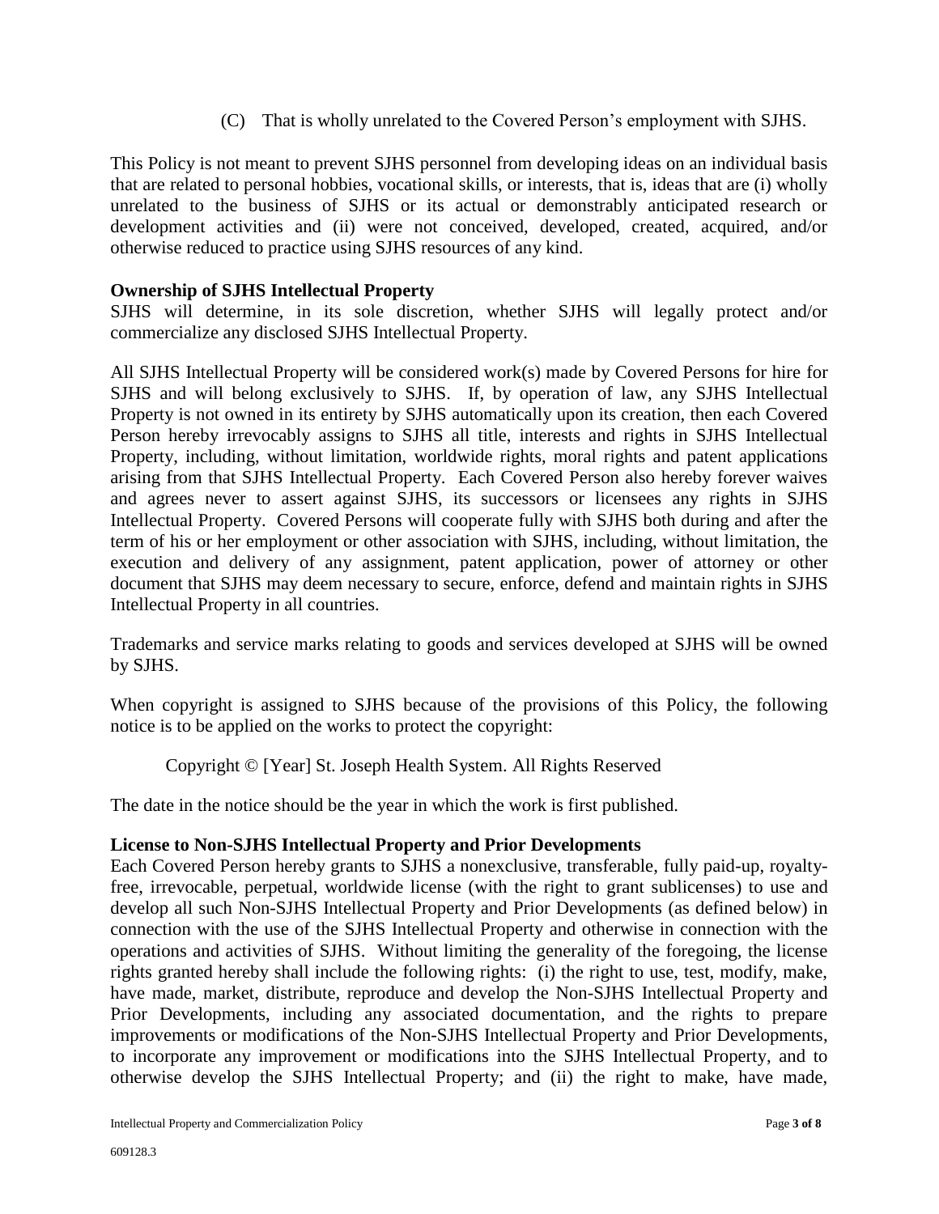(C) That is wholly unrelated to the Covered Person's employment with SJHS.

This Policy is not meant to prevent SJHS personnel from developing ideas on an individual basis that are related to personal hobbies, vocational skills, or interests, that is, ideas that are (i) wholly unrelated to the business of SJHS or its actual or demonstrably anticipated research or development activities and (ii) were not conceived, developed, created, acquired, and/or otherwise reduced to practice using SJHS resources of any kind.

**Ownership of SJHS Intellectual Property**

SJHS will determine, in its sole discretion, whether SJHS will legally protect and/or commercialize any disclosed SJHS Intellectual Property.

All SJHS Intellectual Property will be considered work(s) made by Covered Persons for hire for SJHS and will belong exclusively to SJHS. If, by operation of law, any SJHS Intellectual Property is not owned in its entirety by SJHS automatically upon its creation, then each Covered Person hereby irrevocably assigns to SJHS all title, interests and rights in SJHS Intellectual Property, including, without limitation, worldwide rights, moral rights and patent applications arising from that SJHS Intellectual Property. Each Covered Person also hereby forever waives and agrees never to assert against SJHS, its successors or licensees any rights in SJHS Intellectual Property. Covered Persons will cooperate fully with SJHS both during and after the term of his or her employment or other association with SJHS, including, without limitation, the execution and delivery of any assignment, patent application, power of attorney or other document that SJHS may deem necessary to secure, enforce, defend and maintain rights in SJHS Intellectual Property in all countries.

Trademarks and service marks relating to goods and services developed at SJHS will be owned by SJHS.

When copyright is assigned to SJHS because of the provisions of this Policy, the following notice is to be applied on the works to protect the copyright:

Copyright © [Year] St. Joseph Health System. All Rights Reserved

The date in the notice should be the year in which the work is first published.

**License to Non-SJHS Intellectual Property and Prior Developments**

Each Covered Person hereby grants to SJHS a nonexclusive, transferable, fully paid-up, royalty-free, irrevocable, perpetual, worldwide license (with the right to grant sublicenses) to use and develop all such Non-SJHS Intellectual Property and Prior Developments (as defined below) in connection with the use of the SJHS Intellectual Property and otherwise in connection with the operations and activities of SJHS. Without limiting the generality of the foregoing, the license rights granted hereby shall include the following rights: (i) the right to use, test, modify, make, have made, market, distribute, reproduce and develop the Non-SJHS Intellectual Property and Prior Developments, including any associated documentation, and the rights to prepare improvements or modifications of the Non-SJHS Intellectual Property and Prior Developments, to incorporate any improvement or modifications into the SJHS Intellectual Property, and to otherwise develop the SJHS Intellectual Property; and (ii) the right to make, have made,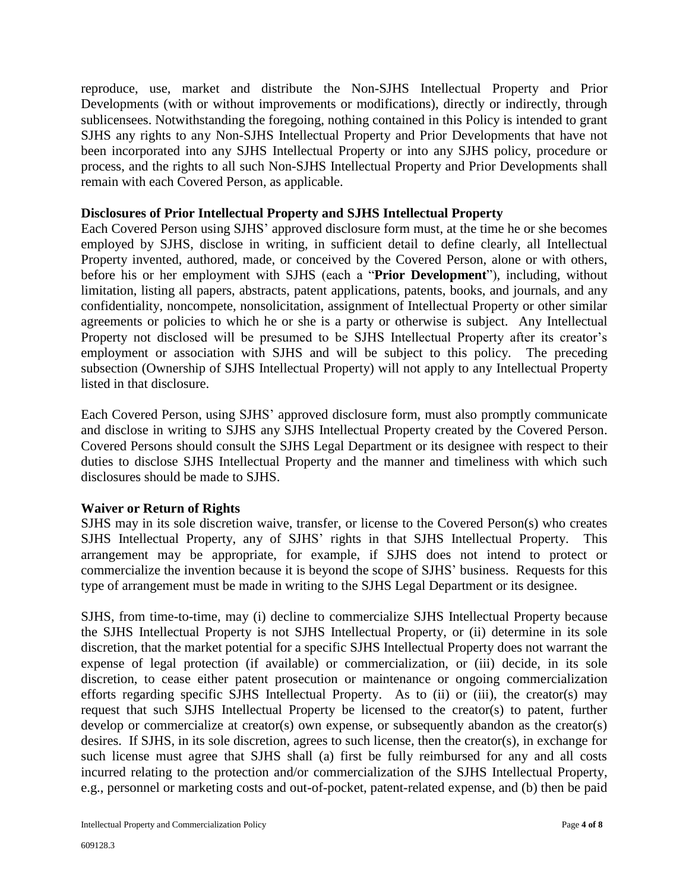reproduce, use, market and distribute the Non-SJHS Intellectual Property and Prior Developments (with or without improvements or modifications), directly or indirectly, through sublicensees. Notwithstanding the foregoing, nothing contained in this Policy is intended to grant SJHS any rights to any Non-SJHS Intellectual Property and Prior Developments that have not been incorporated into any SJHS Intellectual Property or into any SJHS policy, procedure or process, and the rights to all such Non-SJHS Intellectual Property and Prior Developments shall remain with each Covered Person, as applicable.

**Disclosures of Prior Intellectual Property and SJHS Intellectual Property**

Each Covered Person using SJHS' approved disclosure form must, at the time he or she becomes employed by SJHS, disclose in writing, in sufficient detail to define clearly, all Intellectual Property invented, authored, made, or conceived by the Covered Person, alone or with others, before his or her employment with SJHS (each a "**Prior Development**"), including, without limitation, listing all papers, abstracts, patent applications, patents, books, and journals, and any confidentiality, noncompete, nonsolicitation, assignment of Intellectual Property or other similar agreements or policies to which he or she is a party or otherwise is subject. Any Intellectual Property not disclosed will be presumed to be SJHS Intellectual Property after its creator's employment or association with SJHS and will be subject to this policy. The preceding subsection (Ownership of SJHS Intellectual Property) will not apply to any Intellectual Property listed in that disclosure.

Each Covered Person, using SJHS' approved disclosure form, must also promptly communicate and disclose in writing to SJHS any SJHS Intellectual Property created by the Covered Person. Covered Persons should consult the SJHS Legal Department or its designee with respect to their duties to disclose SJHS Intellectual Property and the manner and timeliness with which such disclosures should be made to SJHS.

**Waiver or Return of Rights**

SJHS may in its sole discretion waive, transfer, or license to the Covered Person(s) who creates SJHS Intellectual Property, any of SJHS' rights in that SJHS Intellectual Property. This arrangement may be appropriate, for example, if SJHS does not intend to protect or commercialize the invention because it is beyond the scope of SJHS' business. Requests for this type of arrangement must be made in writing to the SJHS Legal Department or its designee.

SJHS, from time-to-time, may (i) decline to commercialize SJHS Intellectual Property because the SJHS Intellectual Property is not SJHS Intellectual Property, or (ii) determine in its sole discretion, that the market potential for a specific SJHS Intellectual Property does not warrant the expense of legal protection (if available) or commercialization, or (iii) decide, in its sole discretion, to cease either patent prosecution or maintenance or ongoing commercialization efforts regarding specific SJHS Intellectual Property. As to (ii) or (iii), the creator(s) may request that such SJHS Intellectual Property be licensed to the creator(s) to patent, further develop or commercialize at creator(s) own expense, or subsequently abandon as the creator(s) desires. If SJHS, in its sole discretion, agrees to such license, then the creator(s), in exchange for such license must agree that SJHS shall (a) first be fully reimbursed for any and all costs incurred relating to the protection and/or commercialization of the SJHS Intellectual Property, e.g., personnel or marketing costs and out-of-pocket, patent-related expense, and (b) then be paid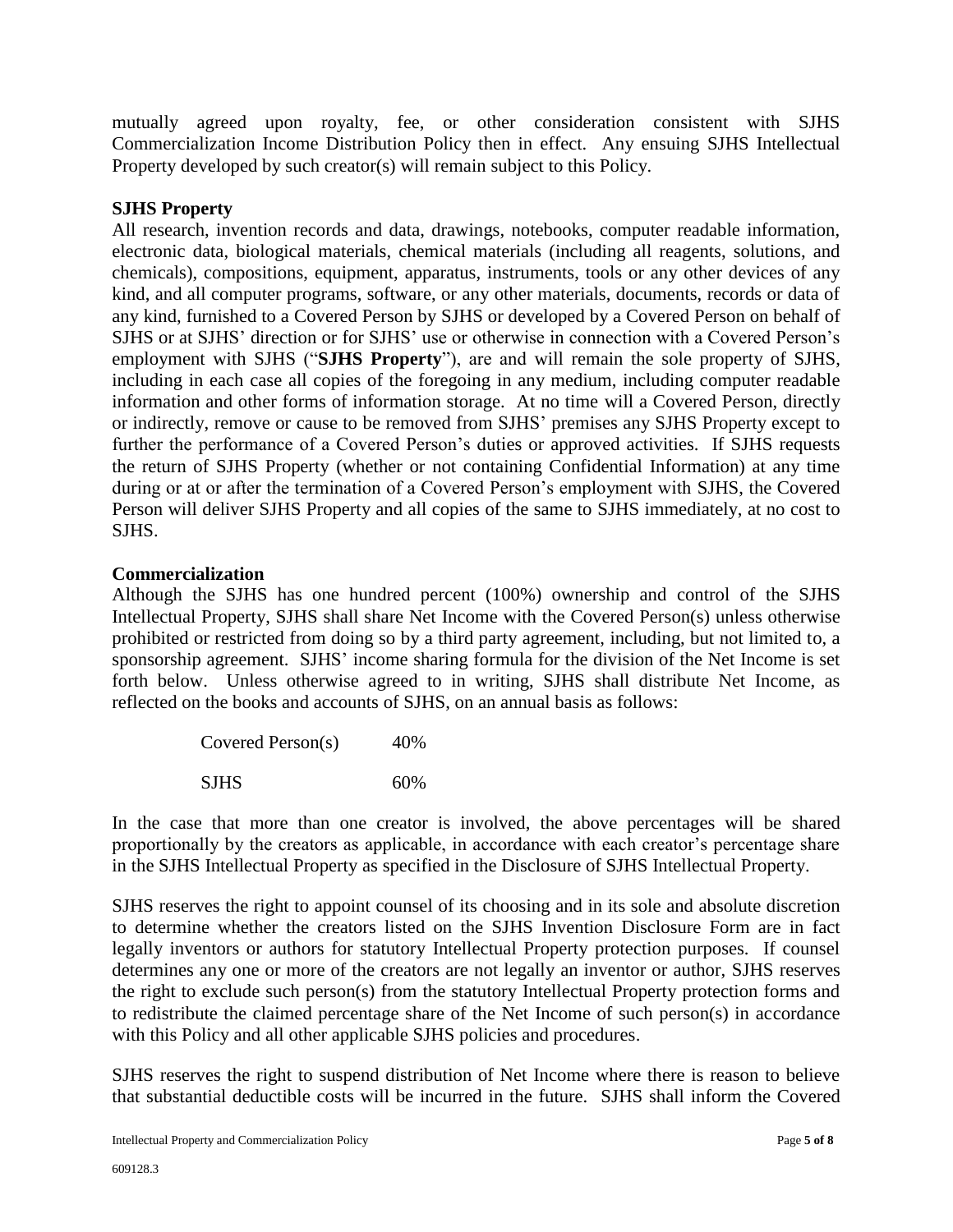mutually agreed upon royalty, fee, or other consideration consistent with SJHS Commercialization Income Distribution Policy then in effect. Any ensuing SJHS Intellectual Property developed by such creator(s) will remain subject to this Policy.

**SJHS Property**

All research, invention records and data, drawings, notebooks, computer readable information, electronic data, biological materials, chemical materials (including all reagents, solutions, and chemicals), compositions, equipment, apparatus, instruments, tools or any other devices of any kind, and all computer programs, software, or any other materials, documents, records or data of any kind, furnished to a Covered Person by SJHS or developed by a Covered Person on behalf of SJHS or at SJHS' direction or for SJHS' use or otherwise in connection with a Covered Person's employment with SJHS ("**SJHS Property**"), are and will remain the sole property of SJHS, including in each case all copies of the foregoing in any medium, including computer readable information and other forms of information storage. At no time will a Covered Person, directly or indirectly, remove or cause to be removed from SJHS' premises any SJHS Property except to further the performance of a Covered Person's duties or approved activities. If SJHS requests the return of SJHS Property (whether or not containing Confidential Information) at any time during or at or after the termination of a Covered Person's employment with SJHS, the Covered Person will deliver SJHS Property and all copies of the same to SJHS immediately, at no cost to SJHS.

**Commercialization**

Although the SJHS has one hundred percent (100%) ownership and control of the SJHS Intellectual Property, SJHS shall share Net Income with the Covered Person(s) unless otherwise prohibited or restricted from doing so by a third party agreement, including, but not limited to, a sponsorship agreement. SJHS' income sharing formula for the division of the Net Income is set forth below. Unless otherwise agreed to in writing, SJHS shall distribute Net Income, as reflected on the books and accounts of SJHS, on an annual basis as follows:

| | |
|---|---|
| Covered Person(s) | 40% |
| SJHS | 60% |

In the case that more than one creator is involved, the above percentages will be shared proportionally by the creators as applicable, in accordance with each creator's percentage share in the SJHS Intellectual Property as specified in the Disclosure of SJHS Intellectual Property.

SJHS reserves the right to appoint counsel of its choosing and in its sole and absolute discretion to determine whether the creators listed on the SJHS Invention Disclosure Form are in fact legally inventors or authors for statutory Intellectual Property protection purposes. If counsel determines any one or more of the creators are not legally an inventor or author, SJHS reserves the right to exclude such person(s) from the statutory Intellectual Property protection forms and to redistribute the claimed percentage share of the Net Income of such person(s) in accordance with this Policy and all other applicable SJHS policies and procedures.

SJHS reserves the right to suspend distribution of Net Income where there is reason to believe that substantial deductible costs will be incurred in the future. SJHS shall inform the Covered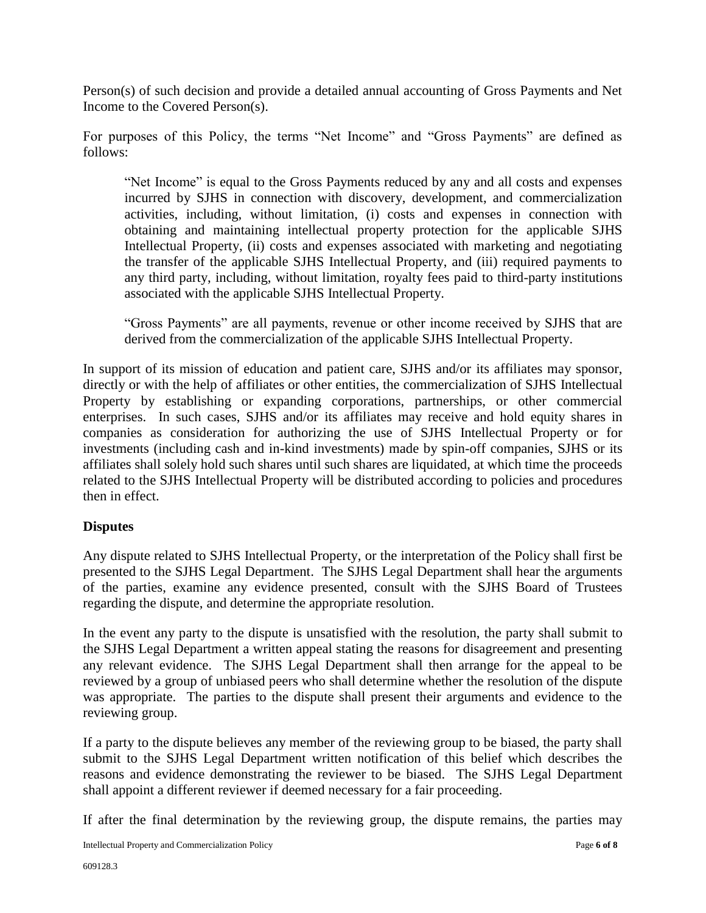Person(s) of such decision and provide a detailed annual accounting of Gross Payments and Net Income to the Covered Person(s).

For purposes of this Policy, the terms "Net Income" and "Gross Payments" are defined as follows:

> "Net Income" is equal to the Gross Payments reduced by any and all costs and expenses incurred by SJHS in connection with discovery, development, and commercialization activities, including, without limitation, (i) costs and expenses in connection with obtaining and maintaining intellectual property protection for the applicable SJHS Intellectual Property, (ii) costs and expenses associated with marketing and negotiating the transfer of the applicable SJHS Intellectual Property, and (iii) required payments to any third party, including, without limitation, royalty fees paid to third-party institutions associated with the applicable SJHS Intellectual Property.
>
> "Gross Payments" are all payments, revenue or other income received by SJHS that are derived from the commercialization of the applicable SJHS Intellectual Property.

In support of its mission of education and patient care, SJHS and/or its affiliates may sponsor, directly or with the help of affiliates or other entities, the commercialization of SJHS Intellectual Property by establishing or expanding corporations, partnerships, or other commercial enterprises. In such cases, SJHS and/or its affiliates may receive and hold equity shares in companies as consideration for authorizing the use of SJHS Intellectual Property or for investments (including cash and in-kind investments) made by spin-off companies, SJHS or its affiliates shall solely hold such shares until such shares are liquidated, at which time the proceeds related to the SJHS Intellectual Property will be distributed according to policies and procedures then in effect.

**Disputes**

Any dispute related to SJHS Intellectual Property, or the interpretation of the Policy shall first be presented to the SJHS Legal Department. The SJHS Legal Department shall hear the arguments of the parties, examine any evidence presented, consult with the SJHS Board of Trustees regarding the dispute, and determine the appropriate resolution.

In the event any party to the dispute is unsatisfied with the resolution, the party shall submit to the SJHS Legal Department a written appeal stating the reasons for disagreement and presenting any relevant evidence. The SJHS Legal Department shall then arrange for the appeal to be reviewed by a group of unbiased peers who shall determine whether the resolution of the dispute was appropriate. The parties to the dispute shall present their arguments and evidence to the reviewing group.

If a party to the dispute believes any member of the reviewing group to be biased, the party shall submit to the SJHS Legal Department written notification of this belief which describes the reasons and evidence demonstrating the reviewer to be biased. The SJHS Legal Department shall appoint a different reviewer if deemed necessary for a fair proceeding.

If after the final determination by the reviewing group, the dispute remains, the parties may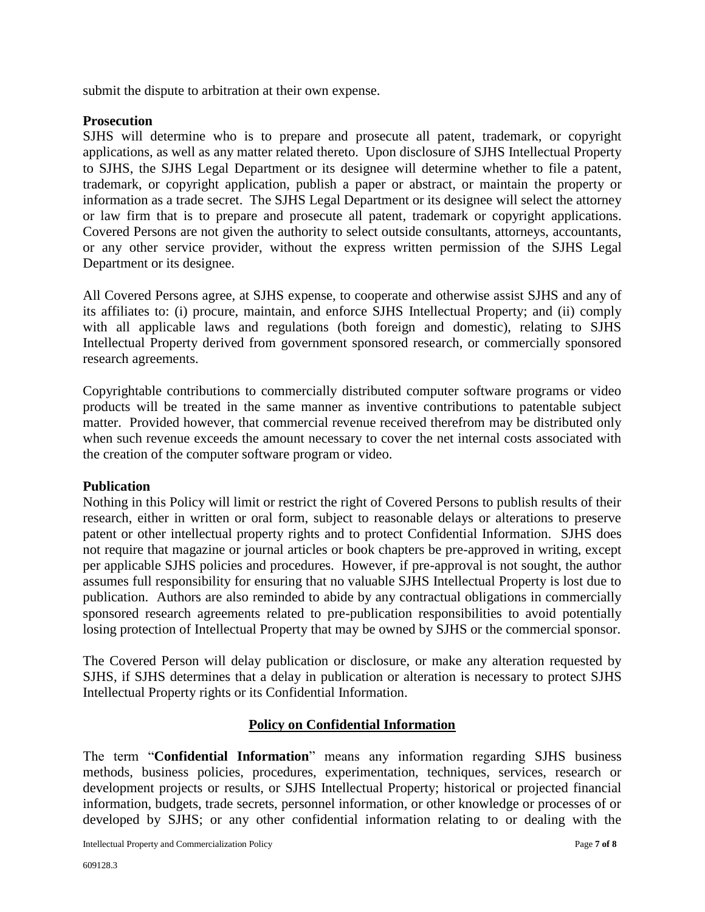submit the dispute to arbitration at their own expense.

**Prosecution**

SJHS will determine who is to prepare and prosecute all patent, trademark, or copyright applications, as well as any matter related thereto. Upon disclosure of SJHS Intellectual Property to SJHS, the SJHS Legal Department or its designee will determine whether to file a patent, trademark, or copyright application, publish a paper or abstract, or maintain the property or information as a trade secret. The SJHS Legal Department or its designee will select the attorney or law firm that is to prepare and prosecute all patent, trademark or copyright applications. Covered Persons are not given the authority to select outside consultants, attorneys, accountants, or any other service provider, without the express written permission of the SJHS Legal Department or its designee.

All Covered Persons agree, at SJHS expense, to cooperate and otherwise assist SJHS and any of its affiliates to: (i) procure, maintain, and enforce SJHS Intellectual Property; and (ii) comply with all applicable laws and regulations (both foreign and domestic), relating to SJHS Intellectual Property derived from government sponsored research, or commercially sponsored research agreements.

Copyrightable contributions to commercially distributed computer software programs or video products will be treated in the same manner as inventive contributions to patentable subject matter. Provided however, that commercial revenue received therefrom may be distributed only when such revenue exceeds the amount necessary to cover the net internal costs associated with the creation of the computer software program or video.

**Publication**

Nothing in this Policy will limit or restrict the right of Covered Persons to publish results of their research, either in written or oral form, subject to reasonable delays or alterations to preserve patent or other intellectual property rights and to protect Confidential Information. SJHS does not require that magazine or journal articles or book chapters be pre-approved in writing, except per applicable SJHS policies and procedures. However, if pre-approval is not sought, the author assumes full responsibility for ensuring that no valuable SJHS Intellectual Property is lost due to publication. Authors are also reminded to abide by any contractual obligations in commercially sponsored research agreements related to pre-publication responsibilities to avoid potentially losing protection of Intellectual Property that may be owned by SJHS or the commercial sponsor.

The Covered Person will delay publication or disclosure, or make any alteration requested by SJHS, if SJHS determines that a delay in publication or alteration is necessary to protect SJHS Intellectual Property rights or its Confidential Information.

## Policy on Confidential Information

The term "**Confidential Information**" means any information regarding SJHS business methods, business policies, procedures, experimentation, techniques, services, research or development projects or results, or SJHS Intellectual Property; historical or projected financial information, budgets, trade secrets, personnel information, or other knowledge or processes of or developed by SJHS; or any other confidential information relating to or dealing with the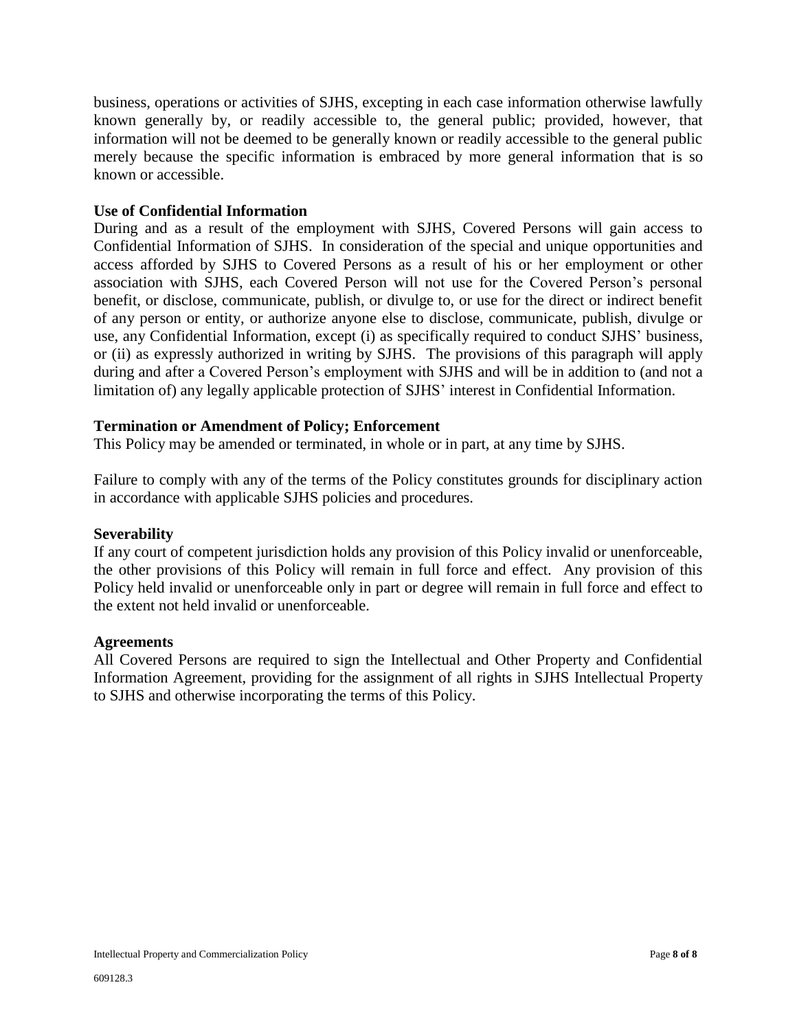business, operations or activities of SJHS, excepting in each case information otherwise lawfully known generally by, or readily accessible to, the general public; provided, however, that information will not be deemed to be generally known or readily accessible to the general public merely because the specific information is embraced by more general information that is so known or accessible.

**Use of Confidential Information**

During and as a result of the employment with SJHS, Covered Persons will gain access to Confidential Information of SJHS. In consideration of the special and unique opportunities and access afforded by SJHS to Covered Persons as a result of his or her employment or other association with SJHS, each Covered Person will not use for the Covered Person's personal benefit, or disclose, communicate, publish, or divulge to, or use for the direct or indirect benefit of any person or entity, or authorize anyone else to disclose, communicate, publish, divulge or use, any Confidential Information, except (i) as specifically required to conduct SJHS' business, or (ii) as expressly authorized in writing by SJHS. The provisions of this paragraph will apply during and after a Covered Person's employment with SJHS and will be in addition to (and not a limitation of) any legally applicable protection of SJHS' interest in Confidential Information.

**Termination or Amendment of Policy; Enforcement**

This Policy may be amended or terminated, in whole or in part, at any time by SJHS.

Failure to comply with any of the terms of the Policy constitutes grounds for disciplinary action in accordance with applicable SJHS policies and procedures.

**Severability**

If any court of competent jurisdiction holds any provision of this Policy invalid or unenforceable, the other provisions of this Policy will remain in full force and effect. Any provision of this Policy held invalid or unenforceable only in part or degree will remain in full force and effect to the extent not held invalid or unenforceable.

**Agreements**

All Covered Persons are required to sign the Intellectual and Other Property and Confidential Information Agreement, providing for the assignment of all rights in SJHS Intellectual Property to SJHS and otherwise incorporating the terms of this Policy.